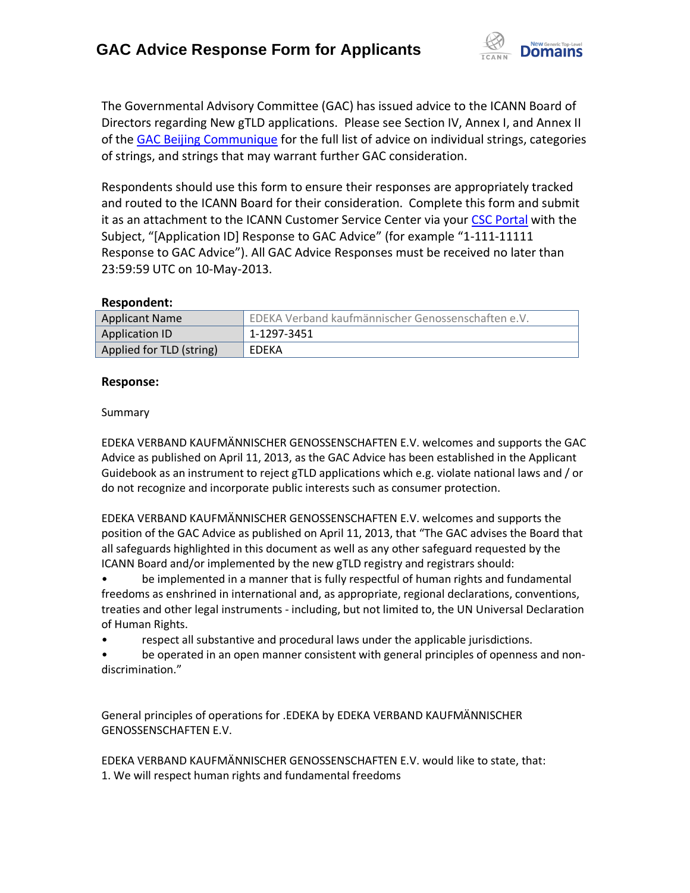# GAC Advice Response Form for Applicants

The Governmental Advisory Committee (GAC) has issued advice to the ICANN Board of Directors regarding New gTLD applications. Please see Section IV, Annex I, and Annex II of the GAC Beijing Communique for the full list of advice on individual strings, categories of strings, and strings that may warrant further GAC consideration.

Respondents should use this form to ensure their responses are appropriately tracked and routed to the ICANN Board for their consideration. Complete this form and submit it as an attachment to the ICANN Customer Service Center via your CSC Portal with the Subject, "[Application ID] Response to GAC Advice" (for example "1-111-11111 Response to GAC Advice"). All GAC Advice Responses must be received no later than 23:59:59 UTC on 10-May-2013.

**Respondent:**

| Applicant Name | EDEKA Verband kaufmännischer Genossenschaften e.V. |
|---|---|
| Application ID | 1-1297-3451 |
| Applied for TLD (string) | EDEKA |

**Response:**

Summary

EDEKA VERBAND KAUFMÄNNISCHER GENOSSENSCHAFTEN E.V. welcomes and supports the GAC Advice as published on April 11, 2013, as the GAC Advice has been established in the Applicant Guidebook as an instrument to reject gTLD applications which e.g. violate national laws and / or do not recognize and incorporate public interests such as consumer protection.

EDEKA VERBAND KAUFMÄNNISCHER GENOSSENSCHAFTEN E.V. welcomes and supports the position of the GAC Advice as published on April 11, 2013, that "The GAC advises the Board that all safeguards highlighted in this document as well as any other safeguard requested by the ICANN Board and/or implemented by the new gTLD registry and registrars should:

- be implemented in a manner that is fully respectful of human rights and fundamental freedoms as enshrined in international and, as appropriate, regional declarations, conventions, treaties and other legal instruments - including, but not limited to, the UN Universal Declaration of Human Rights.
- respect all substantive and procedural laws under the applicable jurisdictions.
- be operated in an open manner consistent with general principles of openness and non-discrimination."

General principles of operations for .EDEKA by EDEKA VERBAND KAUFMÄNNISCHER GENOSSENSCHAFTEN E.V.

EDEKA VERBAND KAUFMÄNNISCHER GENOSSENSCHAFTEN E.V. would like to state, that:
1. We will respect human rights and fundamental freedoms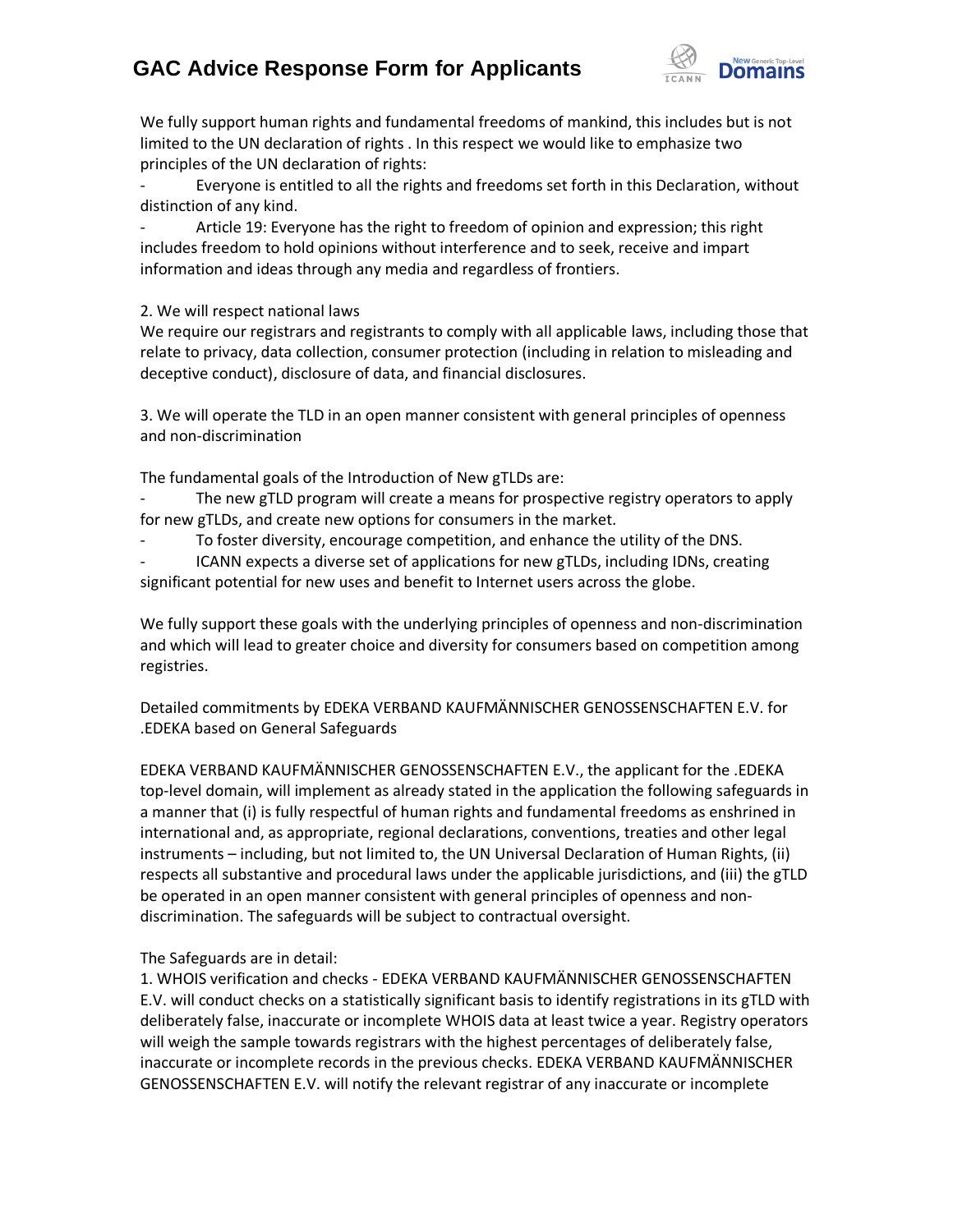We fully support human rights and fundamental freedoms of mankind, this includes but is not limited to the UN declaration of rights . In this respect we would like to emphasize two principles of the UN declaration of rights:

- Everyone is entitled to all the rights and freedoms set forth in this Declaration, without distinction of any kind.
- Article 19: Everyone has the right to freedom of opinion and expression; this right includes freedom to hold opinions without interference and to seek, receive and impart information and ideas through any media and regardless of frontiers.

2. We will respect national laws

We require our registrars and registrants to comply with all applicable laws, including those that relate to privacy, data collection, consumer protection (including in relation to misleading and deceptive conduct), disclosure of data, and financial disclosures.

3. We will operate the TLD in an open manner consistent with general principles of openness and non-discrimination

The fundamental goals of the Introduction of New gTLDs are:

- The new gTLD program will create a means for prospective registry operators to apply for new gTLDs, and create new options for consumers in the market.
- To foster diversity, encourage competition, and enhance the utility of the DNS.
- ICANN expects a diverse set of applications for new gTLDs, including IDNs, creating significant potential for new uses and benefit to Internet users across the globe.

We fully support these goals with the underlying principles of openness and non-discrimination and which will lead to greater choice and diversity for consumers based on competition among registries.

Detailed commitments by EDEKA VERBAND KAUFMÄNNISCHER GENOSSENSCHAFTEN E.V. for .EDEKA based on General Safeguards

EDEKA VERBAND KAUFMÄNNISCHER GENOSSENSCHAFTEN E.V., the applicant for the .EDEKA top-level domain, will implement as already stated in the application the following safeguards in a manner that (i) is fully respectful of human rights and fundamental freedoms as enshrined in international and, as appropriate, regional declarations, conventions, treaties and other legal instruments – including, but not limited to, the UN Universal Declaration of Human Rights, (ii) respects all substantive and procedural laws under the applicable jurisdictions, and (iii) the gTLD be operated in an open manner consistent with general principles of openness and non-discrimination. The safeguards will be subject to contractual oversight.

The Safeguards are in detail:

1. WHOIS verification and checks - EDEKA VERBAND KAUFMÄNNISCHER GENOSSENSCHAFTEN E.V. will conduct checks on a statistically significant basis to identify registrations in its gTLD with deliberately false, inaccurate or incomplete WHOIS data at least twice a year. Registry operators will weigh the sample towards registrars with the highest percentages of deliberately false, inaccurate or incomplete records in the previous checks. EDEKA VERBAND KAUFMÄNNISCHER GENOSSENSCHAFTEN E.V. will notify the relevant registrar of any inaccurate or incomplete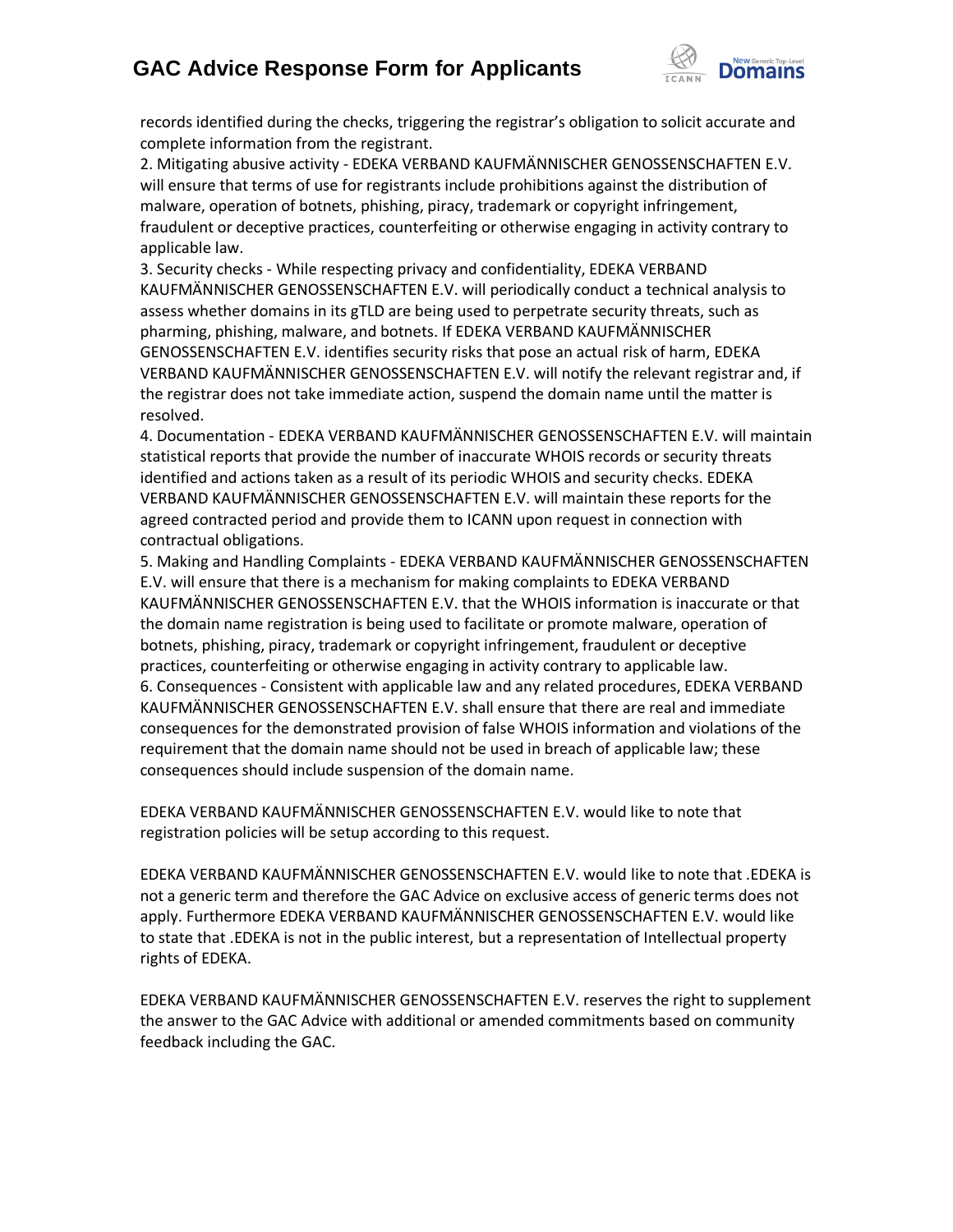records identified during the checks, triggering the registrar's obligation to solicit accurate and complete information from the registrant.

2. Mitigating abusive activity - EDEKA VERBAND KAUFMÄNNISCHER GENOSSENSCHAFTEN E.V. will ensure that terms of use for registrants include prohibitions against the distribution of malware, operation of botnets, phishing, piracy, trademark or copyright infringement, fraudulent or deceptive practices, counterfeiting or otherwise engaging in activity contrary to applicable law.

3. Security checks - While respecting privacy and confidentiality, EDEKA VERBAND KAUFMÄNNISCHER GENOSSENSCHAFTEN E.V. will periodically conduct a technical analysis to assess whether domains in its gTLD are being used to perpetrate security threats, such as pharming, phishing, malware, and botnets. If EDEKA VERBAND KAUFMÄNNISCHER GENOSSENSCHAFTEN E.V. identifies security risks that pose an actual risk of harm, EDEKA VERBAND KAUFMÄNNISCHER GENOSSENSCHAFTEN E.V. will notify the relevant registrar and, if the registrar does not take immediate action, suspend the domain name until the matter is resolved.

4. Documentation - EDEKA VERBAND KAUFMÄNNISCHER GENOSSENSCHAFTEN E.V. will maintain statistical reports that provide the number of inaccurate WHOIS records or security threats identified and actions taken as a result of its periodic WHOIS and security checks. EDEKA VERBAND KAUFMÄNNISCHER GENOSSENSCHAFTEN E.V. will maintain these reports for the agreed contracted period and provide them to ICANN upon request in connection with contractual obligations.

5. Making and Handling Complaints - EDEKA VERBAND KAUFMÄNNISCHER GENOSSENSCHAFTEN E.V. will ensure that there is a mechanism for making complaints to EDEKA VERBAND KAUFMÄNNISCHER GENOSSENSCHAFTEN E.V. that the WHOIS information is inaccurate or that the domain name registration is being used to facilitate or promote malware, operation of botnets, phishing, piracy, trademark or copyright infringement, fraudulent or deceptive practices, counterfeiting or otherwise engaging in activity contrary to applicable law.

6. Consequences - Consistent with applicable law and any related procedures, EDEKA VERBAND KAUFMÄNNISCHER GENOSSENSCHAFTEN E.V. shall ensure that there are real and immediate consequences for the demonstrated provision of false WHOIS information and violations of the requirement that the domain name should not be used in breach of applicable law; these consequences should include suspension of the domain name.

EDEKA VERBAND KAUFMÄNNISCHER GENOSSENSCHAFTEN E.V. would like to note that registration policies will be setup according to this request.

EDEKA VERBAND KAUFMÄNNISCHER GENOSSENSCHAFTEN E.V. would like to note that .EDEKA is not a generic term and therefore the GAC Advice on exclusive access of generic terms does not apply. Furthermore EDEKA VERBAND KAUFMÄNNISCHER GENOSSENSCHAFTEN E.V. would like to state that .EDEKA is not in the public interest, but a representation of Intellectual property rights of EDEKA.

EDEKA VERBAND KAUFMÄNNISCHER GENOSSENSCHAFTEN E.V. reserves the right to supplement the answer to the GAC Advice with additional or amended commitments based on community feedback including the GAC.